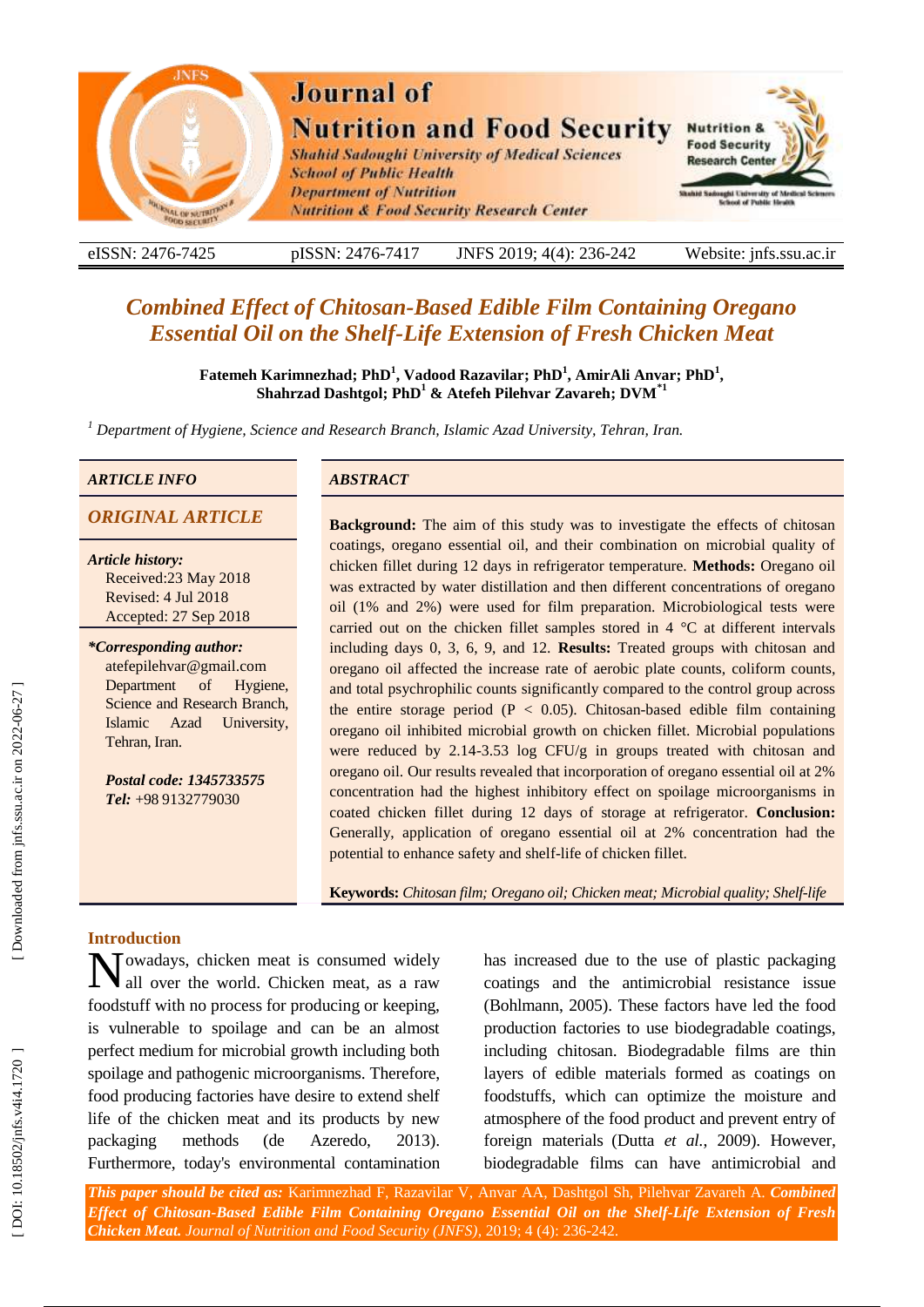# Combined Effect of Chitosan-Based Edible Film Containing Oregano Essential Oil on the Shelf-Life Extension of Fresh Chicken Meat

**Fatemeh Karimnezhad; PhD[1], Vadood Razavilar; PhD[1], AmirAli Anvar; PhD[1], Shahrzad Dashtgol; PhD[1] & Atefeh Pilehvar Zavareh; DVM*[1]**

*[1] Department of Hygiene, Science and Research Branch, Islamic Azad University, Tehran, Iran.*

*ARTICLE INFO*

*ORIGINAL ARTICLE*

***Article history:***
Received:23 May 2018
Revised: 4 Jul 2018
Accepted: 27 Sep 2018

***Corresponding author:***
atefepilehvar@gmail.com
Department of Hygiene, Science and Research Branch, Islamic Azad University, Tehran, Iran.

***Postal code:*** ***1345733575***
***Tel:*** +98 9132779030

*ABSTRACT*

**Background:** The aim of this study was to investigate the effects of chitosan coatings, oregano essential oil, and their combination on microbial quality of chicken fillet during 12 days in refrigerator temperature. **Methods:** Oregano oil was extracted by water distillation and then different concentrations of oregano oil (1% and 2%) were used for film preparation. Microbiological tests were carried out on the chicken fillet samples stored in 4 °C at different intervals including days 0, 3, 6, 9, and 12. **Results:** Treated groups with chitosan and oregano oil affected the increase rate of aerobic plate counts, coliform counts, and total psychrophilic counts significantly compared to the control group across the entire storage period ($P < 0.05$). Chitosan-based edible film containing oregano oil inhibited microbial growth on chicken fillet. Microbial populations were reduced by 2.14-3.53 log CFU/g in groups treated with chitosan and oregano oil. Our results revealed that incorporation of oregano essential oil at 2% concentration had the highest inhibitory effect on spoilage microorganisms in coated chicken fillet during 12 days of storage at refrigerator. **Conclusion:** Generally, application of oregano essential oil at 2% concentration had the potential to enhance safety and shelf-life of chicken fillet.

**Keywords:** *Chitosan film; Oregano oil; Chicken meat; Microbial quality; Shelf-life*

## Introduction

Nowadays, chicken meat is consumed widely all over the world. Chicken meat, as a raw foodstuff with no process for producing or keeping, is vulnerable to spoilage and can be an almost perfect medium for microbial growth including both spoilage and pathogenic microorganisms. Therefore, food producing factories have desire to extend shelf life of the chicken meat and its products by new packaging methods (de Azeredo, 2013). Furthermore, today's environmental contamination has increased due to the use of plastic packaging coatings and the antimicrobial resistance issue (Bohlmann, 2005). These factors have led the food production factories to use biodegradable coatings, including chitosan. Biodegradable films are thin layers of edible materials formed as coatings on foodstuffs, which can optimize the moisture and atmosphere of the food product and prevent entry of foreign materials (Dutta *et al.*, 2009). However, biodegradable films can have antimicrobial and

***This paper should be cited as:*** Karimnezhad F, Razavilar V, Anvar AA, Dashtgol Sh, Pilehvar Zavareh A. ***Combined Effect of Chitosan-Based Edible Film Containing Oregano Essential Oil on the Shelf-Life Extension of Fresh Chicken Meat.*** *Journal of Nutrition and Food Security (JNFS)*, 2019; 4 (4): 236-242.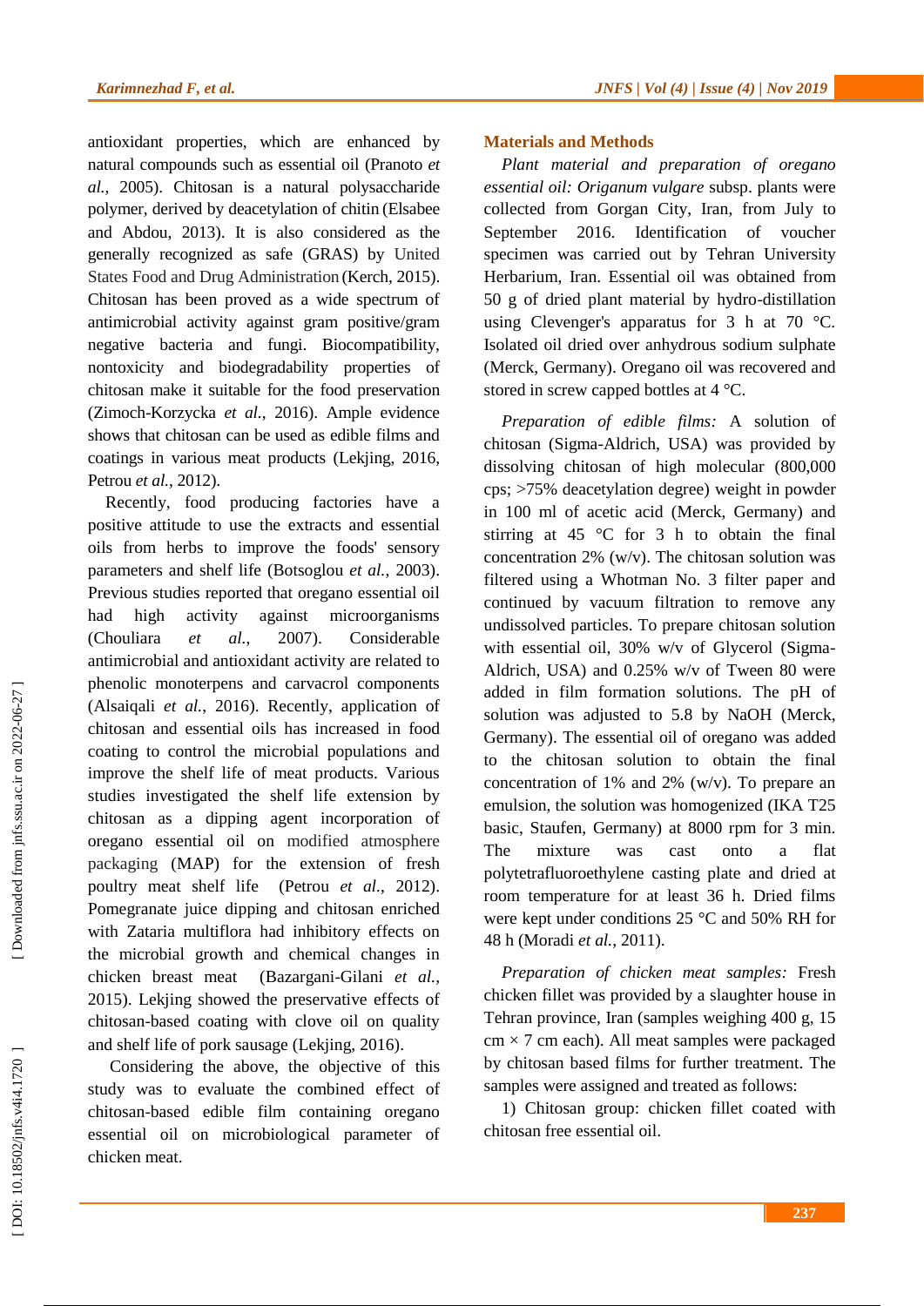antioxidant properties, which are enhanced by natural compounds such as essential oil (Pranoto *et al.*, 2005). Chitosan is a natural polysaccharide polymer, derived by deacetylation of chitin (Elsabee and Abdou, 2013). It is also considered as the generally recognized as safe (GRAS) by United States Food and Drug Administration (Kerch, 2015). Chitosan has been proved as a wide spectrum of antimicrobial activity against gram positive/gram negative bacteria and fungi. Biocompatibility, nontoxicity and biodegradability properties of chitosan make it suitable for the food preservation (Zimoch-Korzycka *et al.*, 2016). Ample evidence shows that chitosan can be used as edible films and coatings in various meat products (Lekjing, 2016, Petrou *et al.*, 2012).

Recently, food producing factories have a positive attitude to use the extracts and essential oils from herbs to improve the foods' sensory parameters and shelf life (Botsoglou *et al.*, 2003). Previous studies reported that oregano essential oil had high activity against microorganisms (Chouliara *et al.*, 2007). Considerable antimicrobial and antioxidant activity are related to phenolic monoterpens and carvacrol components (Alsaiqali *et al.*, 2016). Recently, application of chitosan and essential oils has increased in food coating to control the microbial populations and improve the shelf life of meat products. Various studies investigated the shelf life extension by chitosan as a dipping agent incorporation of oregano essential oil on modified atmosphere packaging (MAP) for the extension of fresh poultry meat shelf life (Petrou *et al.*, 2012). Pomegranate juice dipping and chitosan enriched with Zataria multiflora had inhibitory effects on the microbial growth and chemical changes in chicken breast meat (Bazargani-Gilani *et al.*, 2015). Lekjing showed the preservative effects of chitosan-based coating with clove oil on quality and shelf life of pork sausage (Lekjing, 2016).

Considering the above, the objective of this study was to evaluate the combined effect of chitosan-based edible film containing oregano essential oil on microbiological parameter of chicken meat.

## Materials and Methods

*Plant material and preparation of oregano essential oil: Origanum vulgare* subsp. plants were collected from Gorgan City, Iran, from July to September 2016. Identification of voucher specimen was carried out by Tehran University Herbarium, Iran. Essential oil was obtained from 50 g of dried plant material by hydro-distillation using Clevenger's apparatus for 3 h at 70 °C. Isolated oil dried over anhydrous sodium sulphate (Merck, Germany). Oregano oil was recovered and stored in screw capped bottles at 4 °C.

*Preparation of edible films:* A solution of chitosan (Sigma-Aldrich, USA) was provided by dissolving chitosan of high molecular (800,000 cps; >75% deacetylation degree) weight in powder in 100 ml of acetic acid (Merck, Germany) and stirring at 45 °C for 3 h to obtain the final concentration 2% (w/v). The chitosan solution was filtered using a Whotman No. 3 filter paper and continued by vacuum filtration to remove any undissolved particles. To prepare chitosan solution with essential oil, 30% w/v of Glycerol (Sigma-Aldrich, USA) and 0.25% w/v of Tween 80 were added in film formation solutions. The pH of solution was adjusted to 5.8 by NaOH (Merck, Germany). The essential oil of oregano was added to the chitosan solution to obtain the final concentration of 1% and 2% (w/v). To prepare an emulsion, the solution was homogenized (IKA T25 basic, Staufen, Germany) at 8000 rpm for 3 min. The mixture was cast onto a flat polytetrafluoroethylene casting plate and dried at room temperature for at least 36 h. Dried films were kept under conditions 25 °C and 50% RH for 48 h (Moradi *et al.*, 2011).

*Preparation of chicken meat samples:* Fresh chicken fillet was provided by a slaughter house in Tehran province, Iran (samples weighing 400 g, 15 cm × 7 cm each). All meat samples were packaged by chitosan based films for further treatment. The samples were assigned and treated as follows:

1) Chitosan group: chicken fillet coated with chitosan free essential oil.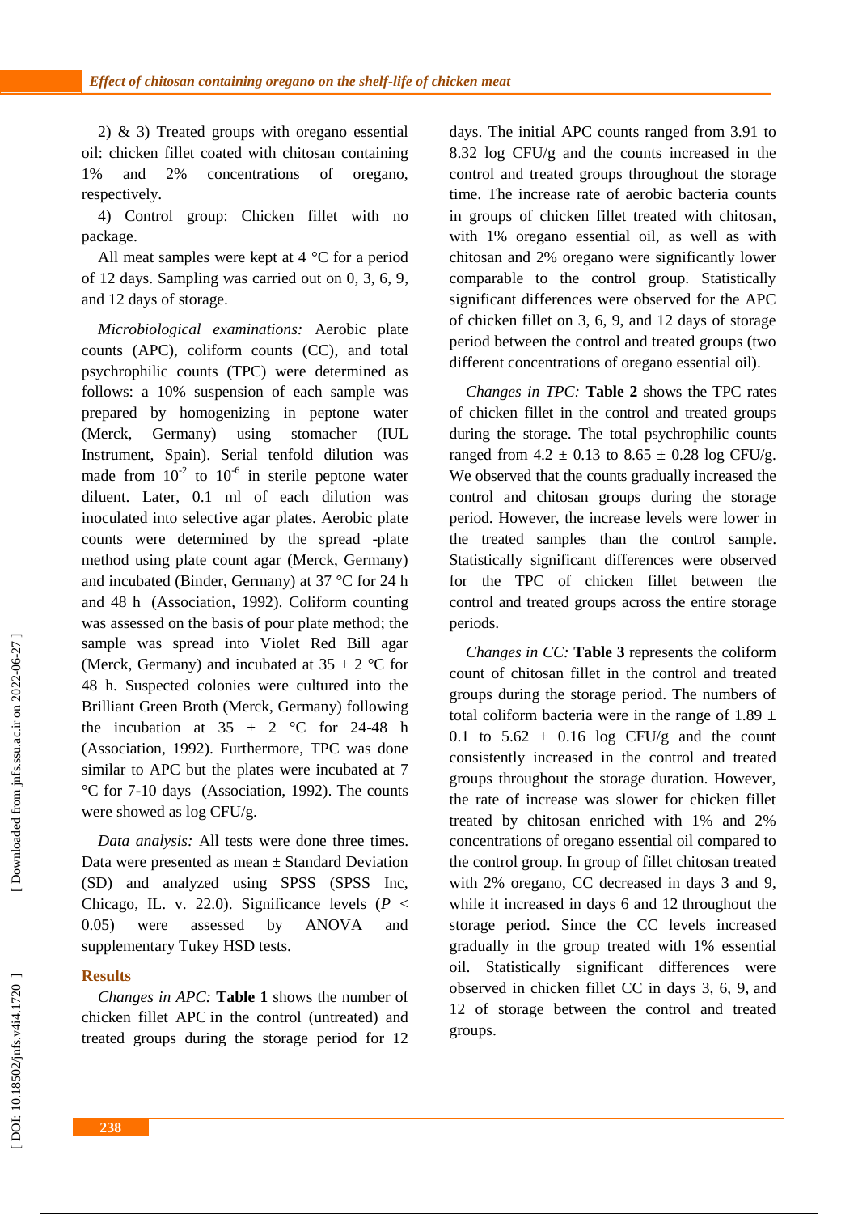2) & 3) Treated groups with oregano essential oil: chicken fillet coated with chitosan containing 1% and 2% concentrations of oregano, respectively.

4) Control group: Chicken fillet with no package.

All meat samples were kept at 4 °C for a period of 12 days. Sampling was carried out on 0, 3, 6, 9, and 12 days of storage.

*Microbiological examinations:* Aerobic plate counts (APC), coliform counts (CC), and total psychrophilic counts (TPC) were determined as follows: a 10% suspension of each sample was prepared by homogenizing in peptone water (Merck, Germany) using stomacher (IUL Instrument, Spain). Serial tenfold dilution was made from $10^{-2}$ to $10^{-6}$ in sterile peptone water diluent. Later, 0.1 ml of each dilution was inoculated into selective agar plates. Aerobic plate counts were determined by the spread -plate method using plate count agar (Merck, Germany) and incubated (Binder, Germany) at 37 °C for 24 h and 48 h (Association, 1992). Coliform counting was assessed on the basis of pour plate method; the sample was spread into Violet Red Bill agar (Merck, Germany) and incubated at 35 ± 2 °C for 48 h. Suspected colonies were cultured into the Brilliant Green Broth (Merck, Germany) following the incubation at 35 ± 2 °C for 24-48 h (Association, 1992). Furthermore, TPC was done similar to APC but the plates were incubated at 7 °C for 7-10 days (Association, 1992). The counts were showed as log CFU/g.

*Data analysis:* All tests were done three times. Data were presented as mean ± Standard Deviation (SD) and analyzed using SPSS (SPSS Inc, Chicago, IL. v. 22.0). Significance levels ($P < 0.05$) were assessed by ANOVA and supplementary Tukey HSD tests.

## Results

*Changes in APC:* **Table 1** shows the number of chicken fillet APC in the control (untreated) and treated groups during the storage period for 12 days. The initial APC counts ranged from 3.91 to 8.32 log CFU/g and the counts increased in the control and treated groups throughout the storage time. The increase rate of aerobic bacteria counts in groups of chicken fillet treated with chitosan, with 1% oregano essential oil, as well as with chitosan and 2% oregano were significantly lower comparable to the control group. Statistically significant differences were observed for the APC of chicken fillet on 3, 6, 9, and 12 days of storage period between the control and treated groups (two different concentrations of oregano essential oil).

*Changes in TPC:* **Table 2** shows the TPC rates of chicken fillet in the control and treated groups during the storage. The total psychrophilic counts ranged from 4.2 ± 0.13 to 8.65 ± 0.28 log CFU/g. We observed that the counts gradually increased the control and chitosan groups during the storage period. However, the increase levels were lower in the treated samples than the control sample. Statistically significant differences were observed for the TPC of chicken fillet between the control and treated groups across the entire storage periods.

*Changes in CC:* **Table 3** represents the coliform count of chitosan fillet in the control and treated groups during the storage period. The numbers of total coliform bacteria were in the range of 1.89 ± 0.1 to 5.62 ± 0.16 log CFU/g and the count consistently increased in the control and treated groups throughout the storage duration. However, the rate of increase was slower for chicken fillet treated by chitosan enriched with 1% and 2% concentrations of oregano essential oil compared to the control group. In group of fillet chitosan treated with 2% oregano, CC decreased in days 3 and 9, while it increased in days 6 and 12 throughout the storage period. Since the CC levels increased gradually in the group treated with 1% essential oil. Statistically significant differences were observed in chicken fillet CC in days 3, 6, 9, and 12 of storage between the control and treated groups.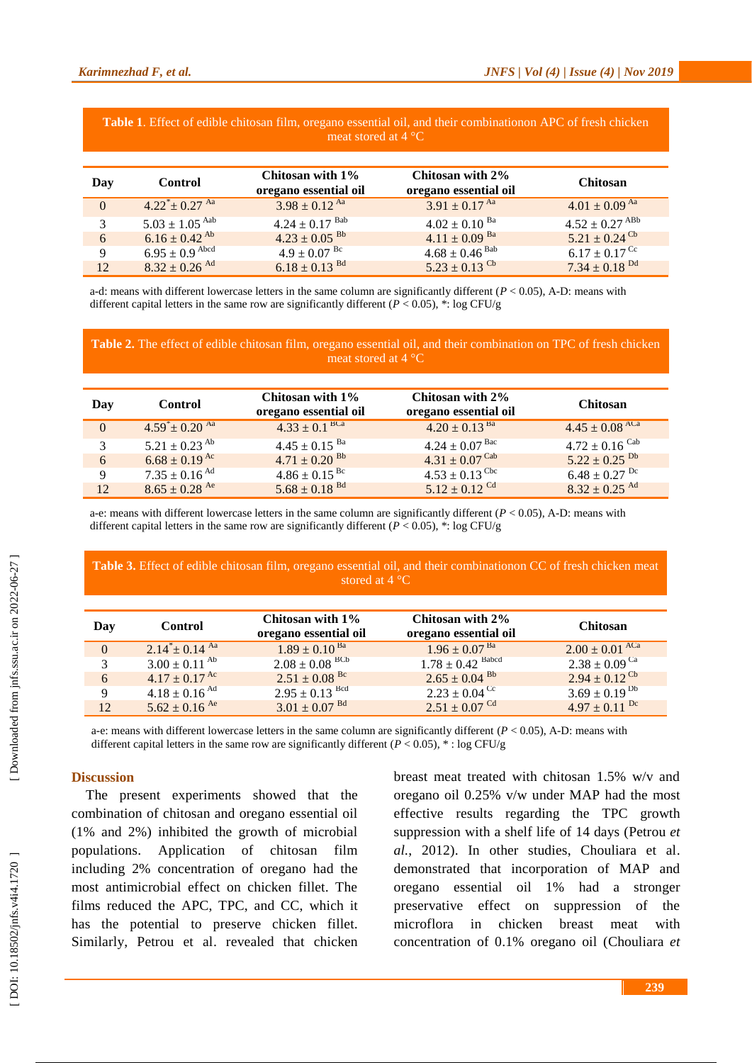**Table 1**. Effect of edible chitosan film, oregano essential oil, and their combinationon APC of fresh chicken meat stored at 4 °C

| Day | Control | Chitosan with 1% oregano essential oil | Chitosan with 2% oregano essential oil | Chitosan |
|---|---|---|---|---|
| 0 | 4.22* ± 0.27 $^{Aa}$ | 3.98 ± 0.12 $^{Aa}$ | 3.91 ± 0.17 $^{Aa}$ | 4.01 ± 0.09 $^{Aa}$ |
| 3 | 5.03 ± 1.05 $^{Aab}$ | 4.24 ± 0.17 $^{Bab}$ | 4.02 ± 0.10 $^{Ba}$ | 4.52 ± 0.27 $^{ABb}$ |
| 6 | 6.16 ± 0.42 $^{Ab}$ | 4.23 ± 0.05 $^{Bb}$ | 4.11 ± 0.09 $^{Ba}$ | 5.21 ± 0.24 $^{Cb}$ |
| 9 | 6.95 ± 0.9 $^{Abcd}$ | 4.9 ± 0.07 $^{Bc}$ | 4.68 ± 0.46 $^{Bab}$ | 6.17 ± 0.17 $^{Cc}$ |
| 12 | 8.32 ± 0.26 $^{Ad}$ | 6.18 ± 0.13 $^{Bd}$ | 5.23 ± 0.13 $^{Cb}$ | 7.34 ± 0.18 $^{Dd}$ |

a-d: means with different lowercase letters in the same column are significantly different ($P < 0.05$), A-D: means with different capital letters in the same row are significantly different ($P < 0.05$), *: log CFU/g

**Table 2.** The effect of edible chitosan film, oregano essential oil, and their combination on TPC of fresh chicken meat stored at 4 °C

| Day | Control | Chitosan with 1% oregano essential oil | Chitosan with 2% oregano essential oil | Chitosan |
|---|---|---|---|---|
| 0 | 4.59* ± 0.20 $^{Aa}$ | 4.33 ± 0.1 $^{BCa}$ | 4.20 ± 0.13 $^{Ba}$ | 4.45 ± 0.08 $^{ACa}$ |
| 3 | 5.21 ± 0.23 $^{Ab}$ | 4.45 ± 0.15 $^{Ba}$ | 4.24 ± 0.07 $^{Bac}$ | 4.72 ± 0.16 $^{Cab}$ |
| 6 | 6.68 ± 0.19 $^{Ac}$ | 4.71 ± 0.20 $^{Bb}$ | 4.31 ± 0.07 $^{Cab}$ | 5.22 ± 0.25 $^{Db}$ |
| 9 | 7.35 ± 0.16 $^{Ad}$ | 4.86 ± 0.15 $^{Bc}$ | 4.53 ± 0.13 $^{Cbc}$ | 6.48 ± 0.27 $^{Dc}$ |
| 12 | 8.65 ± 0.28 $^{Ae}$ | 5.68 ± 0.18 $^{Bd}$ | 5.12 ± 0.12 $^{Cd}$ | 8.32 ± 0.25 $^{Ad}$ |

a-e: means with different lowercase letters in the same column are significantly different ($P < 0.05$), A-D: means with different capital letters in the same row are significantly different ($P < 0.05$), *: log CFU/g

**Table 3.** Effect of edible chitosan film, oregano essential oil, and their combinationon CC of fresh chicken meat stored at 4 °C

| Day | Control | Chitosan with 1% oregano essential oil | Chitosan with 2% oregano essential oil | Chitosan |
|---|---|---|---|---|
| 0 | 2.14* ± 0.14 $^{Aa}$ | 1.89 ± 0.10 $^{Ba}$ | 1.96 ± 0.07 $^{Ba}$ | 2.00 ± 0.01 $^{ACa}$ |
| 3 | 3.00 ± 0.11 $^{Ab}$ | 2.08 ± 0.08 $^{BCb}$ | 1.78 ± 0.42 $^{Babcd}$ | 2.38 ± 0.09 $^{Ca}$ |
| 6 | 4.17 ± 0.17 $^{Ac}$ | 2.51 ± 0.08 $^{Bc}$ | 2.65 ± 0.04 $^{Bb}$ | 2.94 ± 0.12 $^{Cb}$ |
| 9 | 4.18 ± 0.16 $^{Ad}$ | 2.95 ± 0.13 $^{Bcd}$ | 2.23 ± 0.04 $^{Cc}$ | 3.69 ± 0.19 $^{Db}$ |
| 12 | 5.62 ± 0.16 $^{Ae}$ | 3.01 ± 0.07 $^{Bd}$ | 2.51 ± 0.07 $^{Cd}$ | 4.97 ± 0.11 $^{Dc}$ |

a-e: means with different lowercase letters in the same column are significantly different ($P < 0.05$), A-D: means with different capital letters in the same row are significantly different ($P < 0.05$), * : log CFU/g

## Discussion

The present experiments showed that the combination of chitosan and oregano essential oil (1% and 2%) inhibited the growth of microbial populations. Application of chitosan film including 2% concentration of oregano had the most antimicrobial effect on chicken fillet. The films reduced the APC, TPC, and CC, which it has the potential to preserve chicken fillet. Similarly, Petrou et al. revealed that chicken breast meat treated with chitosan 1.5% w/v and oregano oil 0.25% v/w under MAP had the most effective results regarding the TPC growth suppression with a shelf life of 14 days (Petrou *et al.*, 2012). In other studies, Chouliara et al. demonstrated that incorporation of MAP and oregano essential oil 1% had a stronger preservative effect on suppression of the microflora in chicken breast meat with concentration of 0.1% oregano oil (Chouliara *et*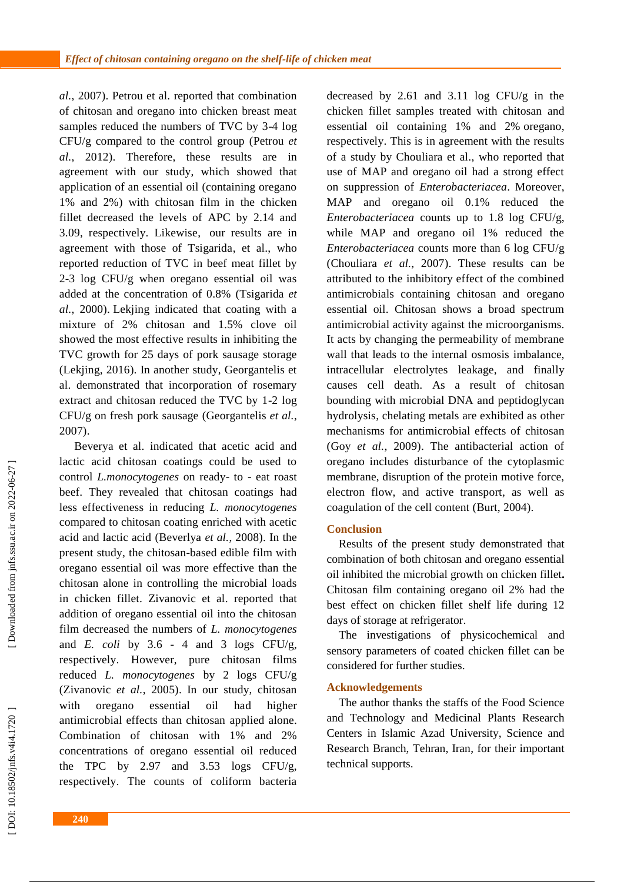*al.*, 2007). Petrou et al. reported that combination of chitosan and oregano into chicken breast meat samples reduced the numbers of TVC by 3-4 log CFU/g compared to the control group (Petrou *et al.*, 2012). Therefore, these results are in agreement with our study, which showed that application of an essential oil (containing oregano 1% and 2%) with chitosan film in the chicken fillet decreased the levels of APC by 2.14 and 3.09, respectively. Likewise, our results are in agreement with those of Tsigarida, et al., who reported reduction of TVC in beef meat fillet by 2-3 log CFU/g when oregano essential oil was added at the concentration of 0.8% (Tsigarida *et al.*, 2000). Lekjing indicated that coating with a mixture of 2% chitosan and 1.5% clove oil showed the most effective results in inhibiting the TVC growth for 25 days of pork sausage storage (Lekjing, 2016). In another study, Georgantelis et al. demonstrated that incorporation of rosemary extract and chitosan reduced the TVC by 1-2 log CFU/g on fresh pork sausage (Georgantelis *et al.*, 2007).

Beverya et al. indicated that acetic acid and lactic acid chitosan coatings could be used to control *L.monocytogenes* on ready- to - eat roast beef. They revealed that chitosan coatings had less effectiveness in reducing *L. monocytogenes* compared to chitosan coating enriched with acetic acid and lactic acid (Beverlya *et al.*, 2008). In the present study, the chitosan-based edible film with oregano essential oil was more effective than the chitosan alone in controlling the microbial loads in chicken fillet. Zivanovic et al. reported that addition of oregano essential oil into the chitosan film decreased the numbers of *L. monocytogenes* and *E. coli* by 3.6 - 4 and 3 logs CFU/g, respectively. However, pure chitosan films reduced *L. monocytogenes* by 2 logs CFU/g (Zivanovic *et al.*, 2005). In our study, chitosan with oregano essential oil had higher antimicrobial effects than chitosan applied alone. Combination of chitosan with 1% and 2% concentrations of oregano essential oil reduced the TPC by 2.97 and 3.53 logs CFU/g, respectively. The counts of coliform bacteria decreased by 2.61 and 3.11 log CFU/g in the chicken fillet samples treated with chitosan and essential oil containing 1% and 2% oregano, respectively. This is in agreement with the results of a study by Chouliara et al., who reported that use of MAP and oregano oil had a strong effect on suppression of *Enterobacteriacea*. Moreover, MAP and oregano oil 0.1% reduced the *Enterobacteriacea* counts up to 1.8 log CFU/g, while MAP and oregano oil 1% reduced the *Enterobacteriacea* counts more than 6 log CFU/g (Chouliara *et al.*, 2007). These results can be attributed to the inhibitory effect of the combined antimicrobials containing chitosan and oregano essential oil. Chitosan shows a broad spectrum antimicrobial activity against the microorganisms. It acts by changing the permeability of membrane wall that leads to the internal osmosis imbalance, intracellular electrolytes leakage, and finally causes cell death. As a result of chitosan bounding with microbial DNA and peptidoglycan hydrolysis, chelating metals are exhibited as other mechanisms for antimicrobial effects of chitosan (Goy *et al.*, 2009). The antibacterial action of oregano includes disturbance of the cytoplasmic membrane, disruption of the protein motive force, electron flow, and active transport, as well as coagulation of the cell content (Burt, 2004).

## Conclusion

Results of the present study demonstrated that combination of both chitosan and oregano essential oil inhibited the microbial growth on chicken fillet**.** Chitosan film containing oregano oil 2% had the best effect on chicken fillet shelf life during 12 days of storage at refrigerator.

The investigations of physicochemical and sensory parameters of coated chicken fillet can be considered for further studies.

## Acknowledgements

The author thanks the staffs of the Food Science and Technology and Medicinal Plants Research Centers in Islamic Azad University, Science and Research Branch, Tehran, Iran, for their important technical supports.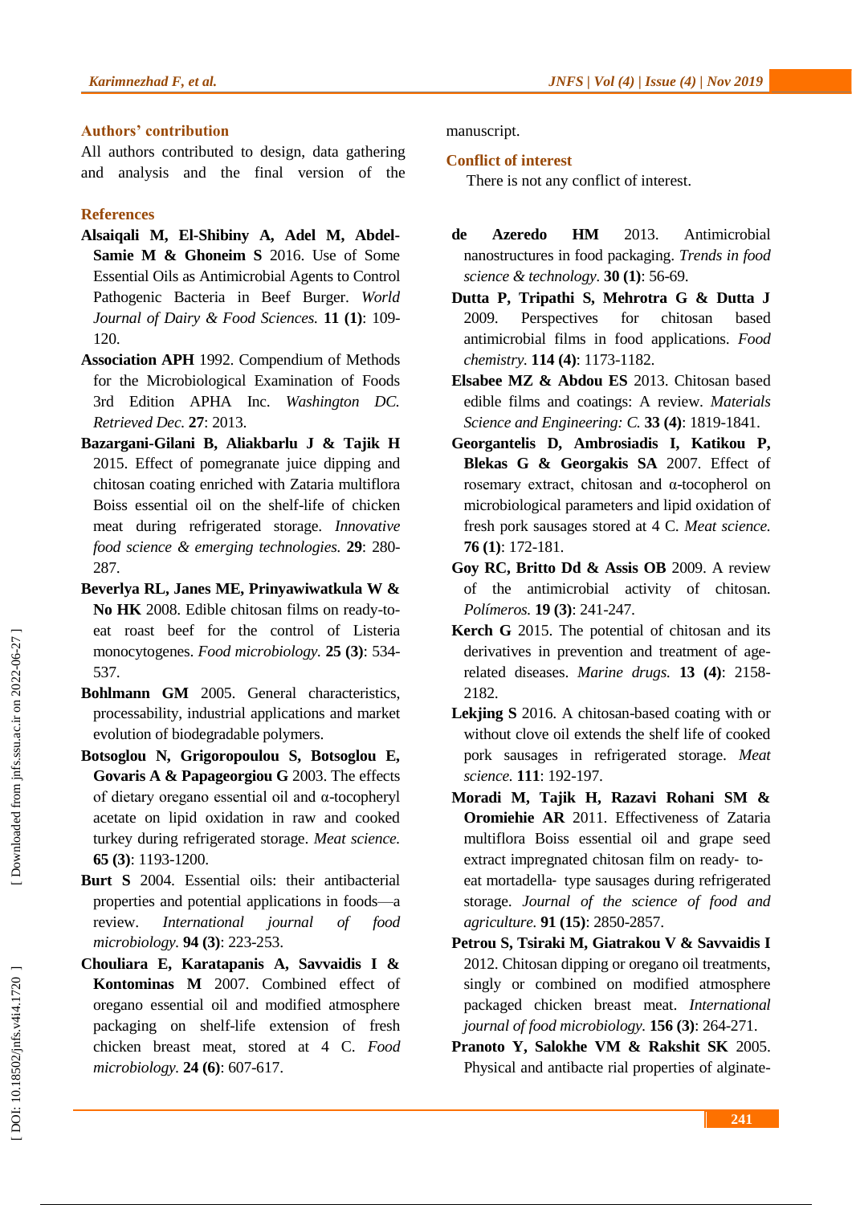### Authors' contribution

All authors contributed to design, data gathering and analysis and the final version of the manuscript.

### Conflict of interest

There is not any conflict of interest.

### References

**Alsaiqali M, El-Shibiny A, Adel M, Abdel-Samie M & Ghoneim S** 2016. Use of Some Essential Oils as Antimicrobial Agents to Control Pathogenic Bacteria in Beef Burger. *World Journal of Dairy & Food Sciences.* **11 (1)**: 109-120.

**Association APH** 1992. Compendium of Methods for the Microbiological Examination of Foods 3rd Edition APHA Inc. *Washington DC. Retrieved Dec.* **27**: 2013.

**Bazargani-Gilani B, Aliakbarlu J & Tajik H** 2015. Effect of pomegranate juice dipping and chitosan coating enriched with Zataria multiflora Boiss essential oil on the shelf-life of chicken meat during refrigerated storage. *Innovative food science & emerging technologies.* **29**: 280-287.

**Beverlya RL, Janes ME, Prinyawiwatkula W & No HK** 2008. Edible chitosan films on ready-to-eat roast beef for the control of Listeria monocytogenes. *Food microbiology.* **25 (3)**: 534-537.

**Bohlmann GM** 2005. General characteristics, processability, industrial applications and market evolution of biodegradable polymers.

**Botsoglou N, Grigoropoulou S, Botsoglou E, Govaris A & Papageorgiou G** 2003. The effects of dietary oregano essential oil and α-tocopheryl acetate on lipid oxidation in raw and cooked turkey during refrigerated storage. *Meat science.* **65 (3)**: 1193-1200.

**Burt S** 2004. Essential oils: their antibacterial properties and potential applications in foods—a review. *International journal of food microbiology.* **94 (3)**: 223-253.

**Chouliara E, Karatapanis A, Savvaidis I & Kontominas M** 2007. Combined effect of oregano essential oil and modified atmosphere packaging on shelf-life extension of fresh chicken breast meat, stored at 4 C. *Food microbiology.* **24 (6)**: 607-617.

**de Azeredo HM** 2013. Antimicrobial nanostructures in food packaging. *Trends in food science & technology.* **30 (1)**: 56-69.

**Dutta P, Tripathi S, Mehrotra G & Dutta J** 2009. Perspectives for chitosan based antimicrobial films in food applications. *Food chemistry.* **114 (4)**: 1173-1182.

**Elsabee MZ & Abdou ES** 2013. Chitosan based edible films and coatings: A review. *Materials Science and Engineering: C.* **33 (4)**: 1819-1841.

**Georgantelis D, Ambrosiadis I, Katikou P, Blekas G & Georgakis SA** 2007. Effect of rosemary extract, chitosan and α-tocopherol on microbiological parameters and lipid oxidation of fresh pork sausages stored at 4 C. *Meat science.* **76 (1)**: 172-181.

**Goy RC, Britto Dd & Assis OB** 2009. A review of the antimicrobial activity of chitosan. *Polímeros.* **19 (3)**: 241-247.

**Kerch G** 2015. The potential of chitosan and its derivatives in prevention and treatment of age-related diseases. *Marine drugs.* **13 (4)**: 2158-2182.

**Lekjing S** 2016. A chitosan-based coating with or without clove oil extends the shelf life of cooked pork sausages in refrigerated storage. *Meat science.* **111**: 192-197.

**Moradi M, Tajik H, Razavi Rohani SM & Oromiehie AR** 2011. Effectiveness of Zataria multiflora Boiss essential oil and grape seed extract impregnated chitosan film on ready- to-eat mortadella- type sausages during refrigerated storage. *Journal of the science of food and agriculture.* **91 (15)**: 2850-2857.

**Petrou S, Tsiraki M, Giatrakou V & Savvaidis I** 2012. Chitosan dipping or oregano oil treatments, singly or combined on modified atmosphere packaged chicken breast meat. *International journal of food microbiology.* **156 (3)**: 264-271.

**Pranoto Y, Salokhe VM & Rakshit SK** 2005. Physical and antibacte rial properties of alginate-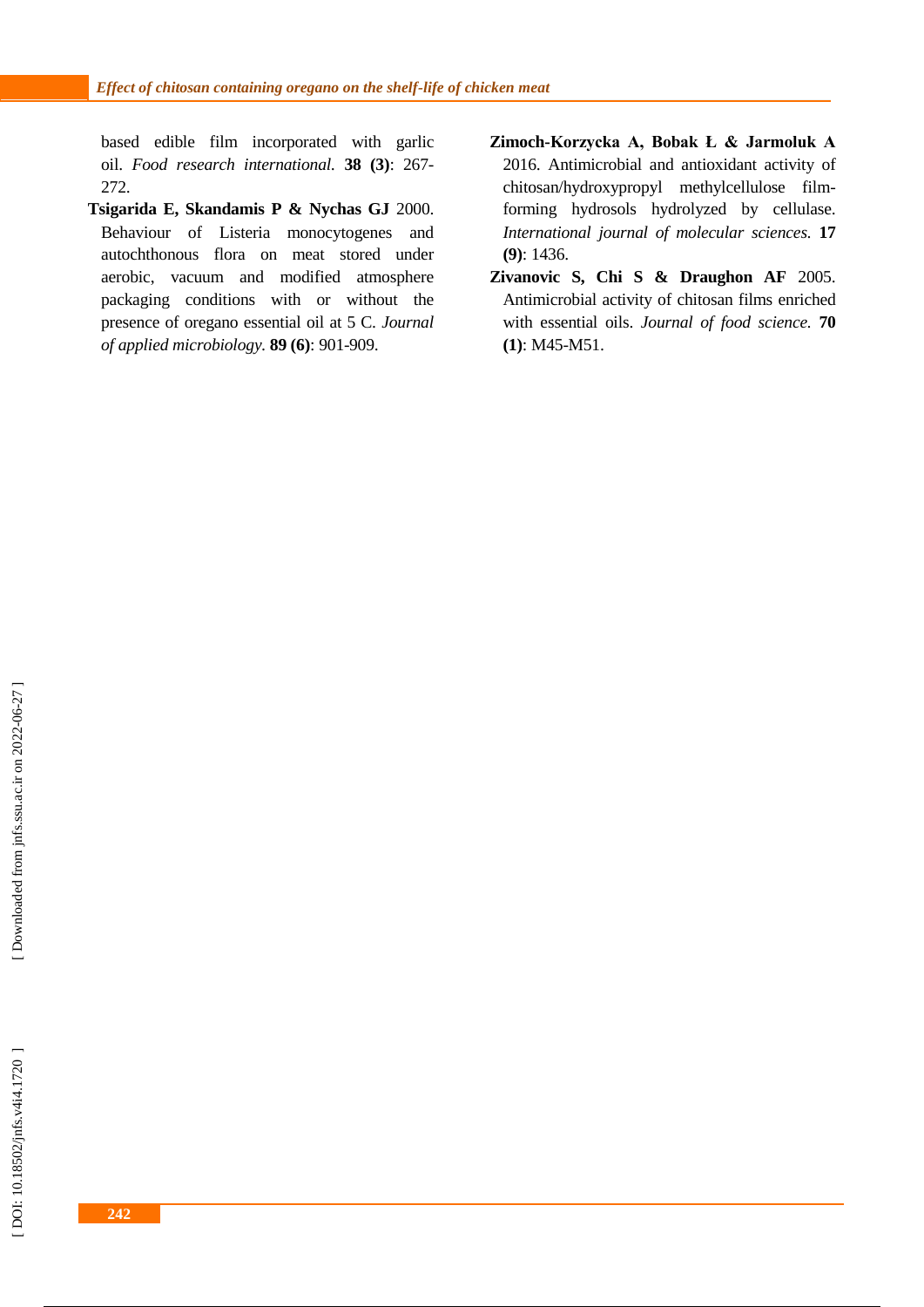based edible film incorporated with garlic oil. *Food research international.* **38 (3)**: 267-272.

**Tsigarida E, Skandamis P & Nychas GJ** 2000. Behaviour of Listeria monocytogenes and autochthonous flora on meat stored under aerobic, vacuum and modified atmosphere packaging conditions with or without the presence of oregano essential oil at 5 C. *Journal of applied microbiology.* **89 (6)**: 901-909.

**Zimoch-Korzycka A, Bobak Ł & Jarmoluk A** 2016. Antimicrobial and antioxidant activity of chitosan/hydroxypropyl methylcellulose film-forming hydrosols hydrolyzed by cellulase. *International journal of molecular sciences.* **17 (9)**: 1436.

**Zivanovic S, Chi S & Draughon AF** 2005. Antimicrobial activity of chitosan films enriched with essential oils. *Journal of food science.* **70 (1)**: M45-M51.